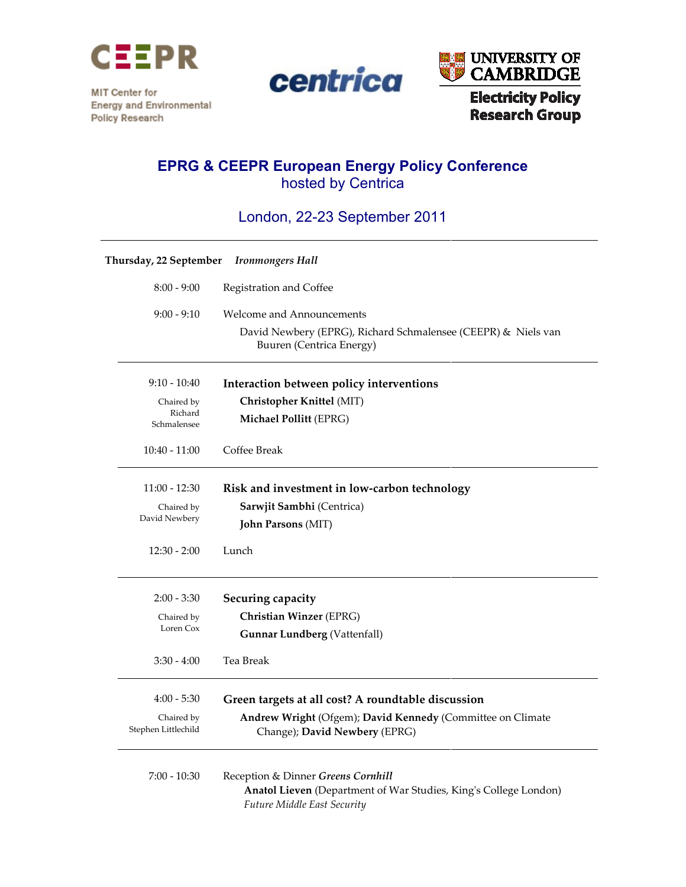MIT Center for Energy and Environmental Policy Research

centrica

UNIVERSITY OF CAMBRIDGE

Electricity Policy Research Group

# EPRG & CEEPR European Energy Policy Conference

## hosted by Centrica

## London, 22-23 September 2011

---

**Thursday, 22 September** *Ironmongers Hall*

| Time | Session |
|---|---|
| 8:00 - 9:00 | Registration and Coffee |
| 9:00 - 9:10 | Welcome and Announcements<br>David Newbery (EPRG), Richard Schmalensee (CEEPR) & Niels van Buuren (Centrica Energy) |
| 9:10 - 10:40<br>Chaired by Richard Schmalensee | **Interaction between policy interventions**<br>**Christopher Knittel** (MIT)<br>**Michael Pollitt** (EPRG) |
| 10:40 - 11:00 | Coffee Break |
| 11:00 - 12:30<br>Chaired by David Newbery | **Risk and investment in low-carbon technology**<br>**Sarwjit Sambhi** (Centrica)<br>**John Parsons** (MIT) |
| 12:30 - 2:00 | Lunch |
| 2:00 - 3:30<br>Chaired by Loren Cox | **Securing capacity**<br>**Christian Winzer** (EPRG)<br>**Gunnar Lundberg** (Vattenfall) |
| 3:30 - 4:00 | Tea Break |
| 4:00 - 5:30<br>Chaired by Stephen Littlechild | **Green targets at all cost? A roundtable discussion**<br>**Andrew Wright** (Ofgem); **David Kennedy** (Committee on Climate Change); **David Newbery** (EPRG) |
| 7:00 - 10:30 | Reception & Dinner *Greens Cornhill*<br>**Anatol Lieven** (Department of War Studies, King's College London)<br>*Future Middle East Security* |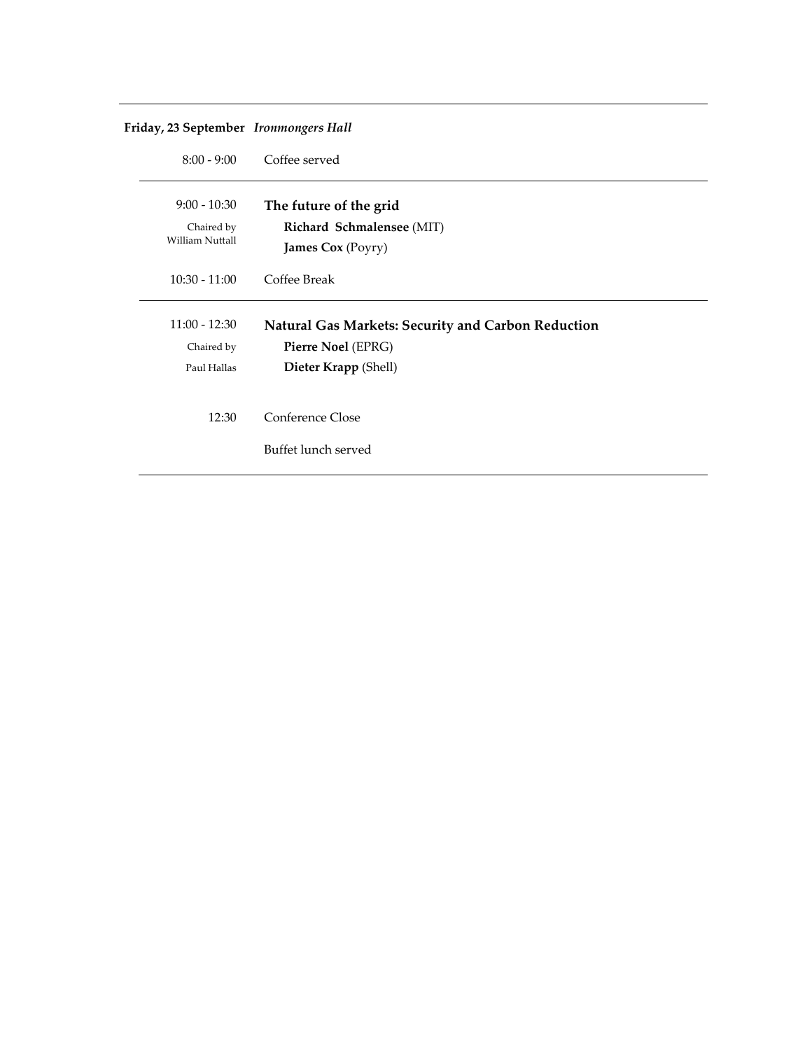**Friday, 23 September** *Ironmongers Hall*

| | |
|---|---|
| 8:00 - 9:00 | Coffee served |
| 9:00 - 10:30 | **The future of the grid** |
| Chaired by William Nuttall | **Richard Schmalensee** (MIT) |
| | **James Cox** (Poyry) |
| 10:30 - 11:00 | Coffee Break |
| 11:00 - 12:30 | **Natural Gas Markets: Security and Carbon Reduction** |
| Chaired by | **Pierre Noel** (EPRG) |
| Paul Hallas | **Dieter Krapp** (Shell) |
| 12:30 | Conference Close |
| | Buffet lunch served |